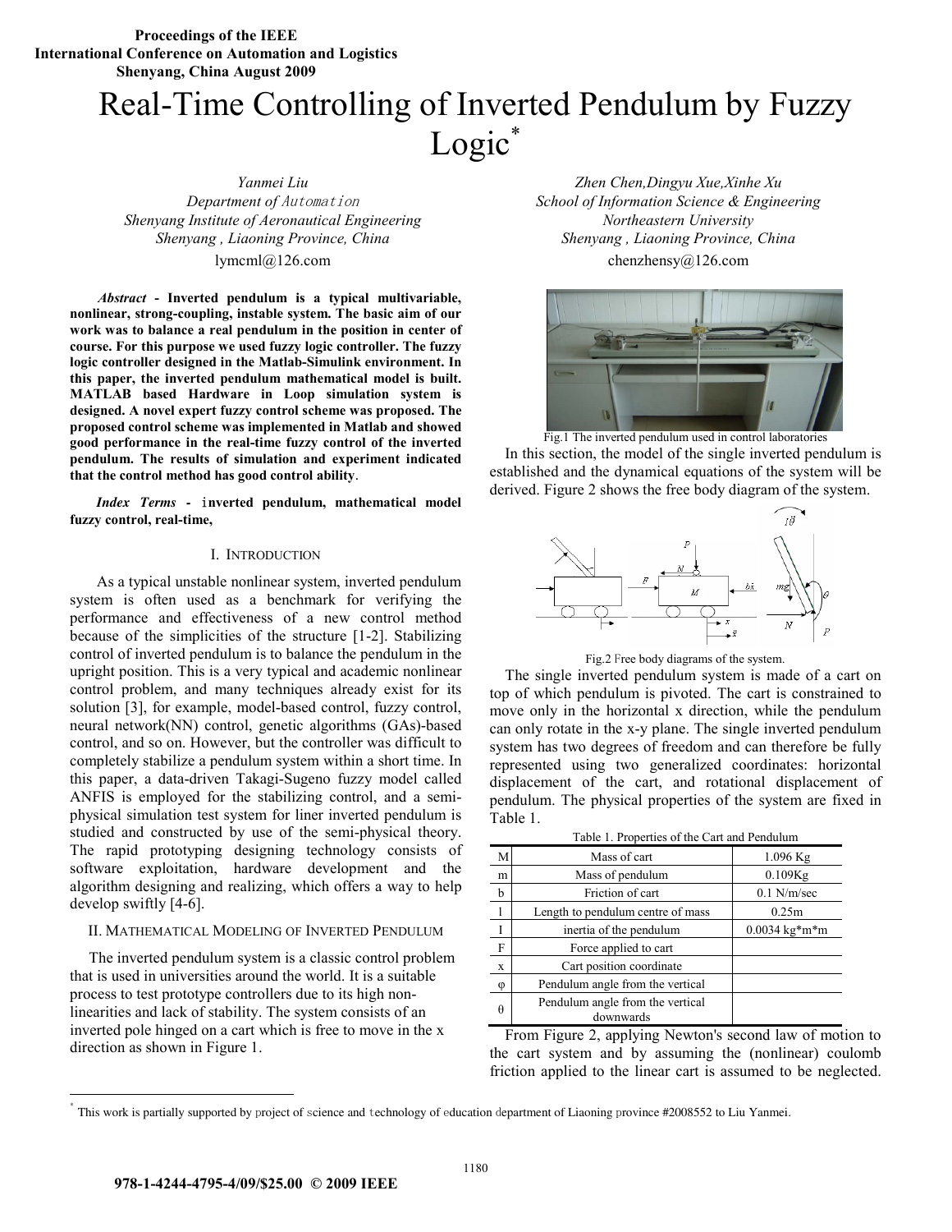Proceedings of the IEEE
International Conference on Automation and Logistics
Shenyang, China August 2009

# Real-Time Controlling of Inverted Pendulum by Fuzzy Logic*

*Yanmei Liu*
*Department of Automation*
*Shenyang Institute of Aeronautical Engineering*
*Shenyang , Liaoning Province, China*
lymcml@126.com

*Zhen Chen,Dingyu Xue,Xinhe Xu*
*School of Information Science & Engineering*
*Northeastern University*
*Shenyang , Liaoning Province, China*
chenzhensy@126.com

***Abstract* - Inverted pendulum is a typical multivariable, nonlinear, strong-coupling, instable system. The basic aim of our work was to balance a real pendulum in the position in center of course. For this purpose we used fuzzy logic controller. The fuzzy logic controller designed in the Matlab-Simulink environment. In this paper, the inverted pendulum mathematical model is built. MATLAB based Hardware in Loop simulation system is designed. A novel expert fuzzy control scheme was proposed. The proposed control scheme was implemented in Matlab and showed good performance in the real-time fuzzy control of the inverted pendulum. The results of simulation and experiment indicated that the control method has good control ability.**

***Index Terms* - inverted pendulum, mathematical model fuzzy control, real-time,**

## I. Introduction

As a typical unstable nonlinear system, inverted pendulum system is often used as a benchmark for verifying the performance and effectiveness of a new control method because of the simplicities of the structure [1-2]. Stabilizing control of inverted pendulum is to balance the pendulum in the upright position. This is a very typical and academic nonlinear control problem, and many techniques already exist for its solution [3], for example, model-based control, fuzzy control, neural network(NN) control, genetic algorithms (GAs)-based control, and so on. However, but the controller was difficult to completely stabilize a pendulum system within a short time. In this paper, a data-driven Takagi-Sugeno fuzzy model called ANFIS is employed for the stabilizing control, and a semi-physical simulation test system for liner inverted pendulum is studied and constructed by use of the semi-physical theory. The rapid prototyping designing technology consists of software exploitation, hardware development and the algorithm designing and realizing, which offers a way to help develop swiftly [4-6].

## II. Mathematical Modeling of Inverted Pendulum

The inverted pendulum system is a classic control problem that is used in universities around the world. It is a suitable process to test prototype controllers due to its high non-linearities and lack of stability. The system consists of an inverted pole hinged on a cart which is free to move in the x direction as shown in Figure 1.

Fig.1 The inverted pendulum used in control laboratories

In this section, the model of the single inverted pendulum is established and the dynamical equations of the system will be derived. Figure 2 shows the free body diagram of the system.

Fig.2 Free body diagrams of the system.

The single inverted pendulum system is made of a cart on top of which pendulum is pivoted. The cart is constrained to move only in the horizontal x direction, while the pendulum can only rotate in the x-y plane. The single inverted pendulum system has two degrees of freedom and can therefore be fully represented using two generalized coordinates: horizontal displacement of the cart, and rotational displacement of pendulum. The physical properties of the system are fixed in Table 1.

Table 1. Properties of the Cart and Pendulum

| | | |
|---|---|---|
| M | Mass of cart | 1.096 Kg |
| m | Mass of pendulum | 0.109Kg |
| b | Friction of cart | 0.1 N/m/sec |
| l | Length to pendulum centre of mass | 0.25m |
| I | inertia of the pendulum | 0.0034 kg\*m\*m |
| F | Force applied to cart | |
| x | Cart position coordinate | |
| φ | Pendulum angle from the vertical | |
| θ | Pendulum angle from the vertical downwards | |

From Figure 2, applying Newton's second law of motion to the cart system and by assuming the (nonlinear) coulomb friction applied to the linear cart is assumed to be neglected.

* This work is partially supported by project of science and technology of education department of Liaoning province #2008552 to Liu Yanmei.

978-1-4244-4795-4/09/$25.00 © 2009 IEEE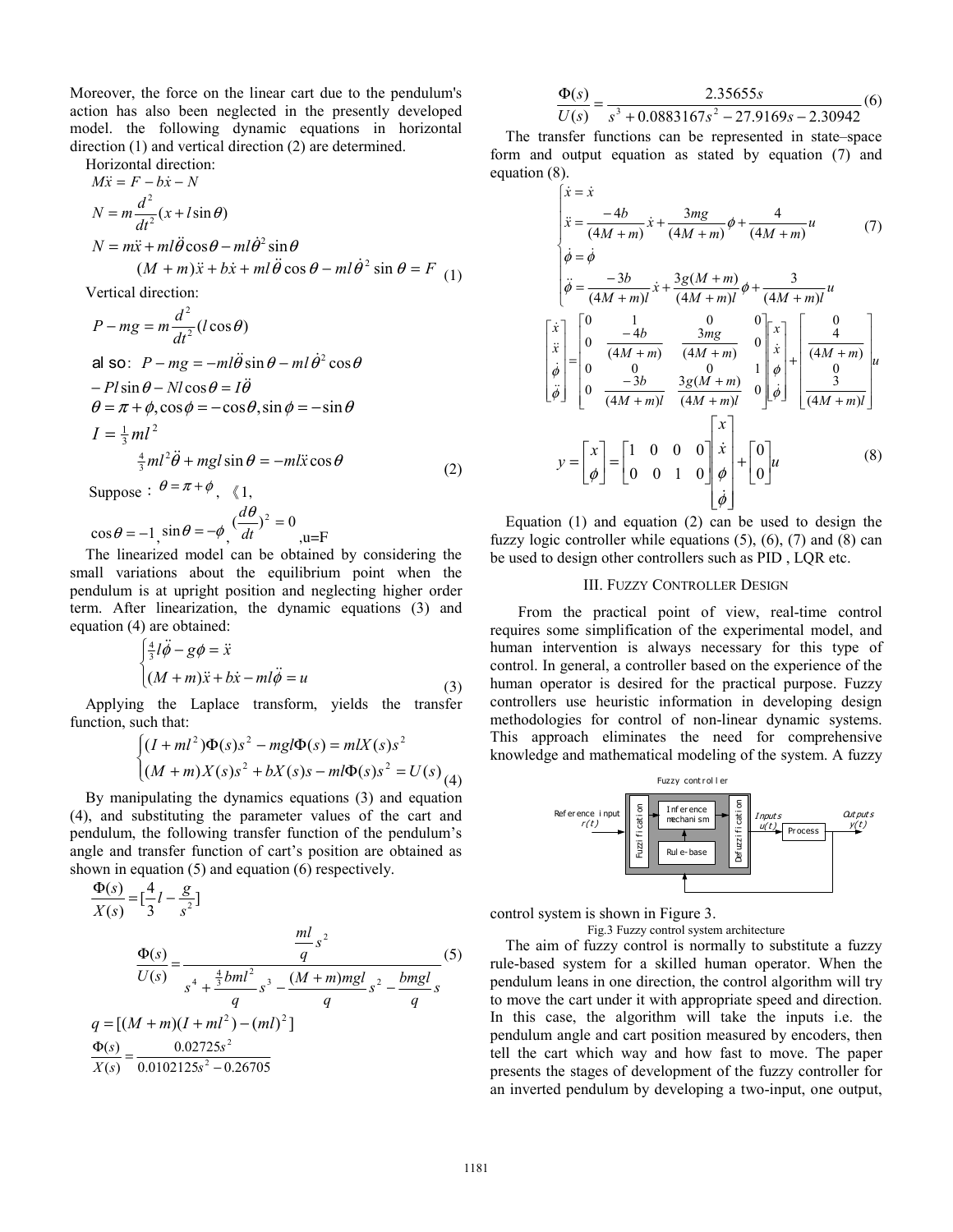Moreover, the force on the linear cart due to the pendulum's action has also been neglected in the presently developed model. the following dynamic equations in horizontal direction (1) and vertical direction (2) are determined.

Horizontal direction:

$$M\ddot{x} = F - b\dot{x} - N$$

$$N = m\frac{d^2}{dt^2}(x + l\sin\theta)$$

$$N = m\ddot{x} + ml\ddot{\theta}\cos\theta - ml\dot{\theta}^2\sin\theta$$

$$(M+m)\ddot{x} + b\dot{x} + ml\ddot{\theta}\cos\theta - ml\dot{\theta}^2\sin\theta = F \tag{1}$$

Vertical direction:

$$P - mg = m\frac{d^2}{dt^2}(l\cos\theta)$$

also: $P - mg = -ml\ddot{\theta}\sin\theta - ml\dot{\theta}^2\cos\theta$

$$-Pl\sin\theta - Nl\cos\theta = I\ddot{\theta}$$

$$\theta = \pi + \phi, \cos\phi = -\cos\theta, \sin\phi = -\sin\theta$$

$$I = \tfrac{1}{3}ml^2$$

$$\tfrac{4}{3}ml^2\ddot{\theta} + mgl\sin\theta = -ml\ddot{x}\cos\theta \tag{2}$$

Suppose: $\theta = \pi + \phi$, 《1,

$\cos\theta = -1$, $\sin\theta = -\phi$, $(\frac{d\theta}{dt})^2 = 0$, u=F

The linearized model can be obtained by considering the small variations about the equilibrium point when the pendulum is at upright position and neglecting higher order term. After linearization, the dynamic equations (3) and equation (4) are obtained:

$$\begin{cases} \frac{4}{3}l\ddot{\phi} - g\phi = \ddot{x} \\ (M+m)\ddot{x} + b\dot{x} - ml\ddot{\phi} = u \end{cases} \tag{3}$$

Applying the Laplace transform, yields the transfer function, such that:

$$\begin{cases} (I + ml^2)\Phi(s)s^2 - mgl\Phi(s) = mlX(s)s^2 \\ (M+m)X(s)s^2 + bX(s)s - ml\Phi(s)s^2 = U(s) \end{cases} \tag{4}$$

By manipulating the dynamics equations (3) and equation (4), and substituting the parameter values of the cart and pendulum, the following transfer function of the pendulum's angle and transfer function of cart's position are obtained as shown in equation (5) and equation (6) respectively.

$$\frac{\Phi(s)}{X(s)} = [\frac{4}{3}l - \frac{g}{s^2}]$$

$$\frac{\Phi(s)}{U(s)} = \frac{\frac{ml}{q}s^2}{s^4 + \frac{\frac{4}{3}bml^2}{q}s^3 - \frac{(M+m)mgl}{q}s^2 - \frac{bmgl}{q}s} \tag{5}$$

$$q = [(M+m)(I+ml^2) - (ml)^2]$$

$$\frac{\Phi(s)}{X(s)} = \frac{0.02725s^2}{0.0102125s^2 - 0.26705}$$

$$\frac{\Phi(s)}{U(s)} = \frac{2.35655s}{s^3 + 0.0883167s^2 - 27.9169s - 2.30942} \tag{6}$$

The transfer functions can be represented in state–space form and output equation as stated by equation (7) and equation (8).

$$\begin{cases} \dot{x} = \dot{x} \\ \ddot{x} = \frac{-4b}{(4M+m)}\dot{x} + \frac{3mg}{(4M+m)}\phi + \frac{4}{(4M+m)}u \\ \dot{\phi} = \dot{\phi} \\ \ddot{\phi} = \frac{-3b}{(4M+m)l}\dot{x} + \frac{3g(M+m)}{(4M+m)l}\phi + \frac{3}{(4M+m)l}u \end{cases} \tag{7}$$

$$\begin{bmatrix} \dot{x} \\ \ddot{x} \\ \dot{\phi} \\ \ddot{\phi} \end{bmatrix} = \begin{bmatrix} 0 & 1 & 0 & 0 \\ 0 & \frac{-4b}{(4M+m)} & \frac{3mg}{(4M+m)} & 0 \\ 0 & 0 & 0 & 1 \\ 0 & \frac{-3b}{(4M+m)l} & \frac{3g(M+m)}{(4M+m)l} & 0 \end{bmatrix} \begin{bmatrix} x \\ \dot{x} \\ \phi \\ \dot{\phi} \end{bmatrix} + \begin{bmatrix} 0 \\ \frac{4}{(4M+m)} \\ 0 \\ \frac{3}{(4M+m)l} \end{bmatrix} u$$

$$y = \begin{bmatrix} x \\ \phi \end{bmatrix} = \begin{bmatrix} 1 & 0 & 0 & 0 \\ 0 & 0 & 1 & 0 \end{bmatrix} \begin{bmatrix} x \\ \dot{x} \\ \phi \\ \dot{\phi} \end{bmatrix} + \begin{bmatrix} 0 \\ 0 \end{bmatrix} u \tag{8}$$

Equation (1) and equation (2) can be used to design the fuzzy logic controller while equations (5), (6), (7) and (8) can be used to design other controllers such as PID , LQR etc.

## III. Fuzzy Controller Design

From the practical point of view, real-time control requires some simplification of the experimental model, and human intervention is always necessary for this type of control. In general, a controller based on the experience of the human operator is desired for the practical purpose. Fuzzy controllers use heuristic information in developing design methodologies for control of non-linear dynamic systems. This approach eliminates the need for comprehensive knowledge and mathematical modeling of the system. A fuzzy control system is shown in Figure 3.

Fig.3 Fuzzy control system architecture

The aim of fuzzy control is normally to substitute a fuzzy rule-based system for a skilled human operator. When the pendulum leans in one direction, the control algorithm will try to move the cart under it with appropriate speed and direction. In this case, the algorithm will take the inputs i.e. the pendulum angle and cart position measured by encoders, then tell the cart which way and how fast to move. The paper presents the stages of development of the fuzzy controller for an inverted pendulum by developing a two-input, one output,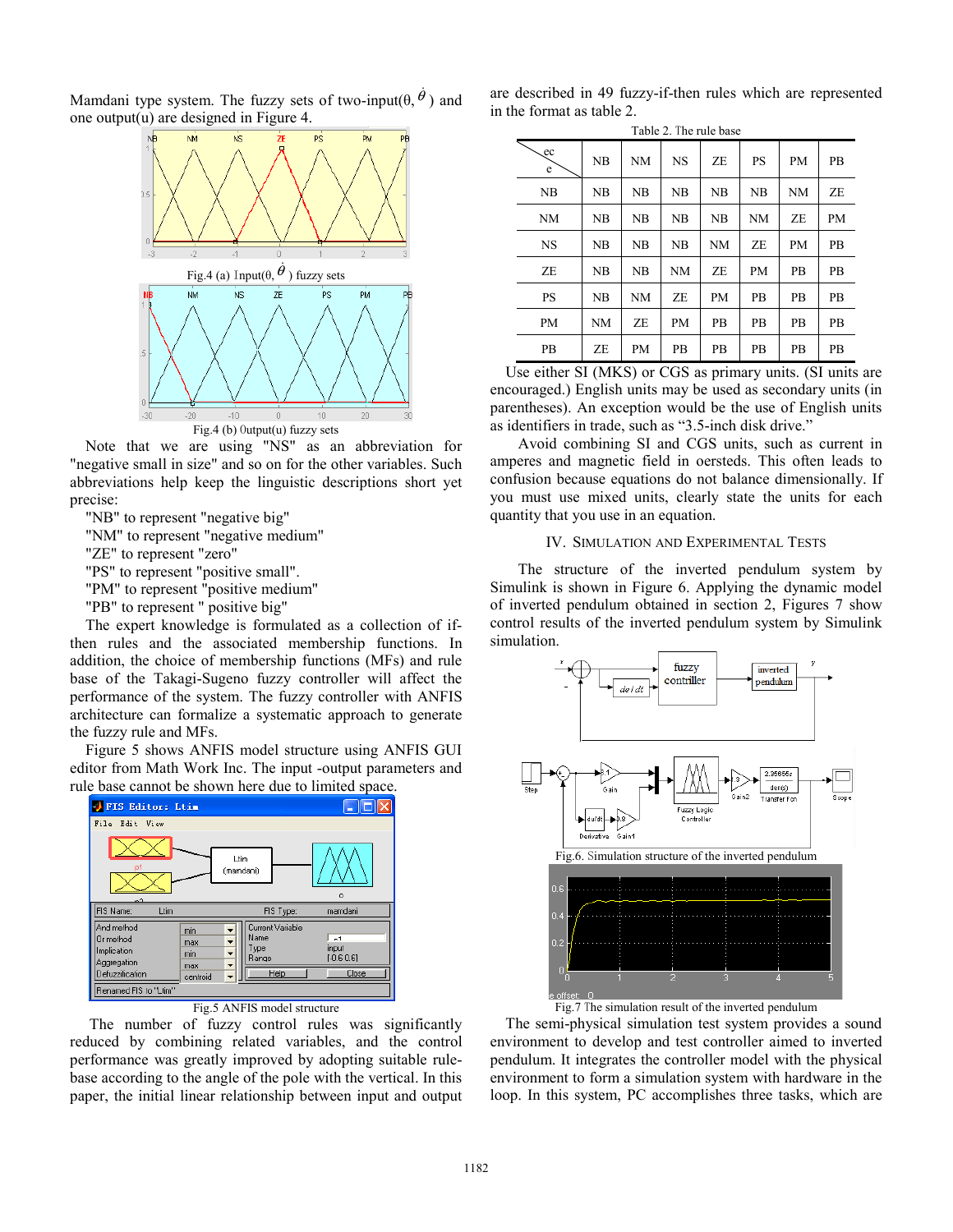Mamdani type system. The fuzzy sets of two-input($\theta, \dot{\theta}$) and one output(u) are designed in Figure 4.

NB NM NS ZE PS PM PB

1

0.5

0

-3 -2 -1 0 1 2 3

Fig.4 (a) Input($\theta, \dot{\theta}$) fuzzy sets

NB NM NS ZE PS PM PB

1

.5

0

-30 -20 -10 0 10 20 30

Fig.4 (b) 0utput(u) fuzzy sets

Note that we are using "NS" as an abbreviation for "negative small in size" and so on for the other variables. Such abbreviations help keep the linguistic descriptions short yet precise:

"NB" to represent "negative big"
"NM" to represent "negative medium"
"ZE" to represent "zero"
"PS" to represent "positive small".
"PM" to represent "positive medium"
"PB" to represent " positive big"

The expert knowledge is formulated as a collection of if-then rules and the associated membership functions. In addition, the choice of membership functions (MFs) and rule base of the Takagi-Sugeno fuzzy controller will affect the performance of the system. The fuzzy controller with ANFIS architecture can formalize a systematic approach to generate the fuzzy rule and MFs.

Figure 5 shows ANFIS model structure using ANFIS GUI editor from Math Work Inc. The input -output parameters and rule base cannot be shown here due to limited space.

FIS Editor: Ltim

File Edit View

ip1

Ltim (mamdani)

o

ip2

FIS Name: Ltim FIS Type: mamdani

And method min
Or method max
Implication min
Aggregation max
Defuzzification centroid

Current Variable
Name n1
Type input
Range [-0.6 0.6]

Help Close

Renamed FIS to "Ltim"

Fig.5 ANFIS model structure

The number of fuzzy control rules was significantly reduced by combining related variables, and the control performance was greatly improved by adopting suitable rule-base according to the angle of the pole with the vertical. In this paper, the initial linear relationship between input and output are described in 49 fuzzy-if-then rules which are represented in the format as table 2.

Table 2. The rule base

| ec / e | NB | NM | NS | ZE | PS | PM | PB |
|---|---|---|---|---|---|---|---|
| NB | NB | NB | NB | NB | NB | NM | ZE |
| NM | NB | NB | NB | NB | NM | ZE | PM |
| NS | NB | NB | NB | NM | ZE | PM | PB |
| ZE | NB | NB | NM | ZE | PM | PB | PB |
| PS | NB | NM | ZE | PM | PB | PB | PB |
| PM | NM | ZE | PM | PB | PB | PB | PB |
| PB | ZE | PM | PB | PB | PB | PB | PB |

Use either SI (MKS) or CGS as primary units. (SI units are encouraged.) English units may be used as secondary units (in parentheses). An exception would be the use of English units as identifiers in trade, such as "3.5-inch disk drive."

Avoid combining SI and CGS units, such as current in amperes and magnetic field in oersteds. This often leads to confusion because equations do not balance dimensionally. If you must use mixed units, clearly state the units for each quantity that you use in an equation.

## IV. Simulation and Experimental Tests

The structure of the inverted pendulum system by Simulink is shown in Figure 6. Applying the dynamic model of inverted pendulum obtained in section 2, Figures 7 show control results of the inverted pendulum system by Simulink simulation.

r y

fuzzy contriller

inverted pendulum

de / dt

Step Gain Fuzzy Logic Controller Gain2 Transfer Fcn Scope

Derivative Gain1

Fig.6. Simulation structure of the inverted pendulum

0.6
0.4
0.2
0

0 1 2 3 4 5

Fig.7 The simulation result of the inverted pendulum

The semi-physical simulation test system provides a sound environment to develop and test controller aimed to inverted pendulum. It integrates the controller model with the physical environment to form a simulation system with hardware in the loop. In this system, PC accomplishes three tasks, which are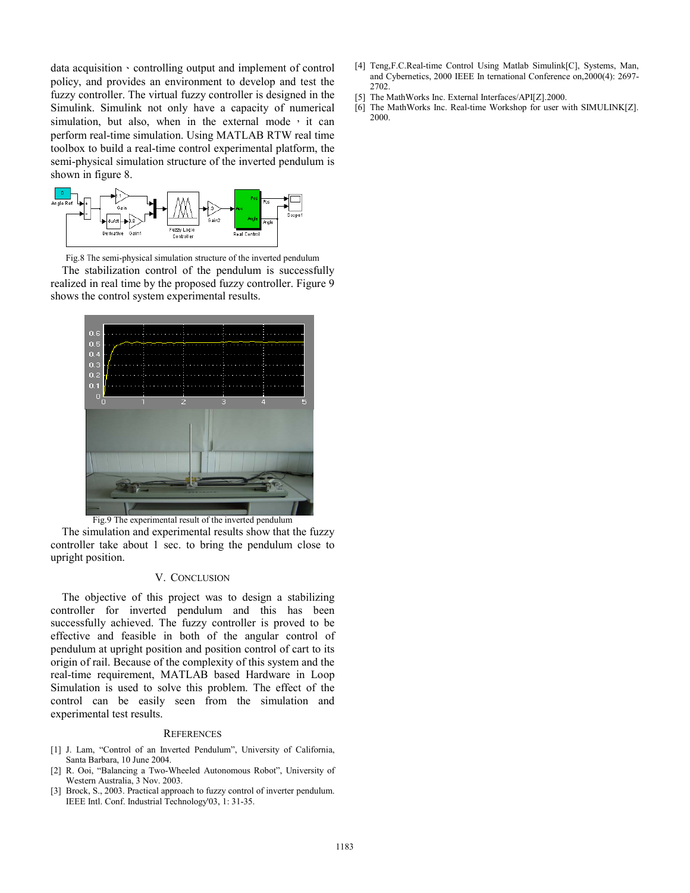data acquisition、controlling output and implement of control policy, and provides an environment to develop and test the fuzzy controller. The virtual fuzzy controller is designed in the Simulink. Simulink not only have a capacity of numerical simulation, but also, when in the external mode，it can perform real-time simulation. Using MATLAB RTW real time toolbox to build a real-time control experimental platform, the semi-physical simulation structure of the inverted pendulum is shown in figure 8.

0
Angle Ref
Gain
du/dt
Derivative
Gain1
Fuzzy Logic Controller
Gain2
Pos
Acc
Angle
Real Control
Scope1

Fig.8 The semi-physical simulation structure of the inverted pendulum

The stabilization control of the pendulum is successfully realized in real time by the proposed fuzzy controller. Figure 9 shows the control system experimental results.

0.6
0.5
0.4
0.3
0.2
0.1
0
0 1 2 3 4 5

Fig.9 The experimental result of the inverted pendulum

The simulation and experimental results show that the fuzzy controller take about 1 sec. to bring the pendulum close to upright position.

## V. Conclusion

The objective of this project was to design a stabilizing controller for inverted pendulum and this has been successfully achieved. The fuzzy controller is proved to be effective and feasible in both of the angular control of pendulum at upright position and position control of cart to its origin of rail. Because of the complexity of this system and the real-time requirement, MATLAB based Hardware in Loop Simulation is used to solve this problem. The effect of the control can be easily seen from the simulation and experimental test results.

## References

[1] J. Lam, "Control of an Inverted Pendulum", University of California, Santa Barbara, 10 June 2004.

[2] R. Ooi, "Balancing a Two-Wheeled Autonomous Robot", University of Western Australia, 3 Nov. 2003.

[3] Brock, S., 2003. Practical approach to fuzzy control of inverter pendulum. IEEE Intl. Conf. Industrial Technology'03, 1: 31-35.

[4] Teng,F.C.Real-time Control Using Matlab Simulink[C], Systems, Man, and Cybernetics, 2000 IEEE In ternational Conference on,2000(4): 2697-2702.

[5] The MathWorks Inc. External Interfaces/API[Z].2000.

[6] The MathWorks Inc. Real-time Workshop for user with SIMULINK[Z]. 2000.